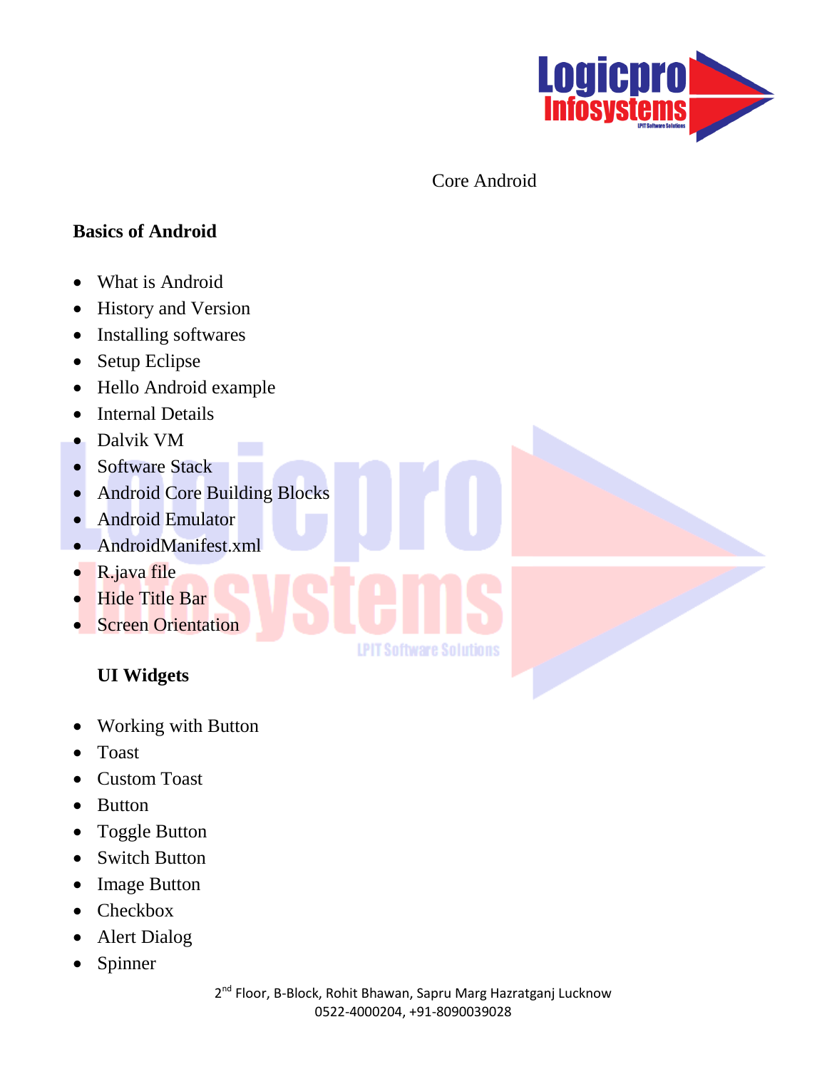# Core Android

## Basics of Android

- What is Android
- History and Version
- Installing softwares
- Setup Eclipse
- Hello Android example
- Internal Details
- Dalvik VM
- Software Stack
- Android Core Building Blocks
- Android Emulator
- AndroidManifest.xml
- R.java file
- Hide Title Bar
- Screen Orientation

## UI Widgets

- Working with Button
- Toast
- Custom Toast
- Button
- Toggle Button
- Switch Button
- Image Button
- Checkbox
- Alert Dialog
- Spinner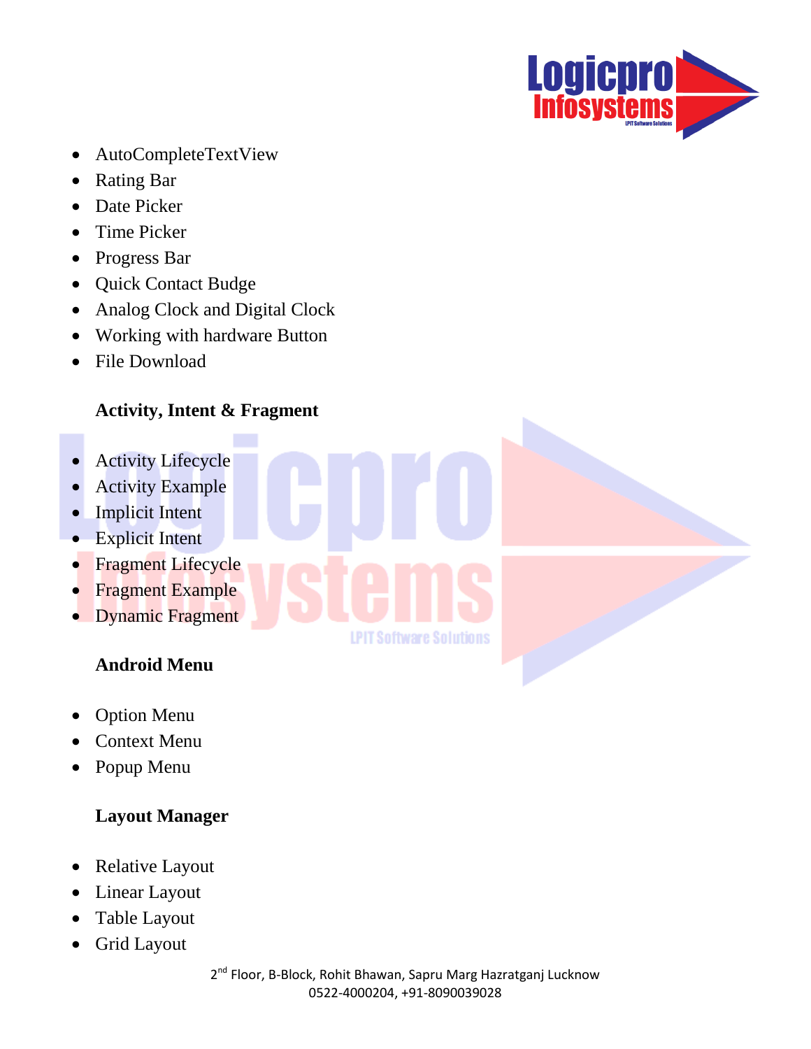- AutoCompleteTextView
- Rating Bar
- Date Picker
- Time Picker
- Progress Bar
- Quick Contact Budge
- Analog Clock and Digital Clock
- Working with hardware Button
- File Download

**Activity, Intent & Fragment**

- Activity Lifecycle
- Activity Example
- Implicit Intent
- Explicit Intent
- Fragment Lifecycle
- Fragment Example
- Dynamic Fragment

**Android Menu**

- Option Menu
- Context Menu
- Popup Menu

**Layout Manager**

- Relative Layout
- Linear Layout
- Table Layout
- Grid Layout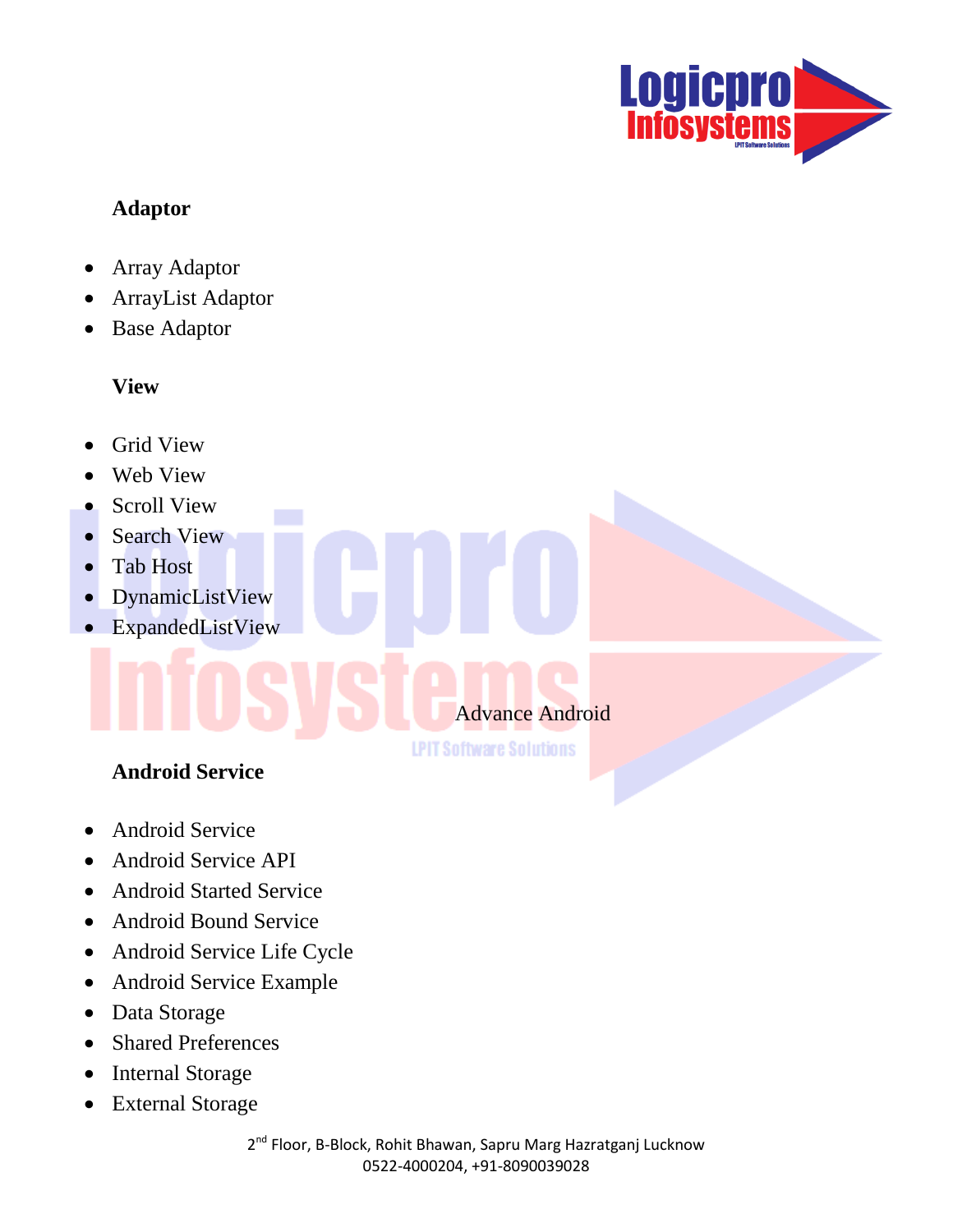**Adaptor**

- Array Adaptor
- ArrayList Adaptor
- Base Adaptor

**View**

- Grid View
- Web View
- Scroll View
- Search View
- Tab Host
- DynamicListView
- ExpandedListView

Advance Android

**Android Service**

- Android Service
- Android Service API
- Android Started Service
- Android Bound Service
- Android Service Life Cycle
- Android Service Example
- Data Storage
- Shared Preferences
- Internal Storage
- External Storage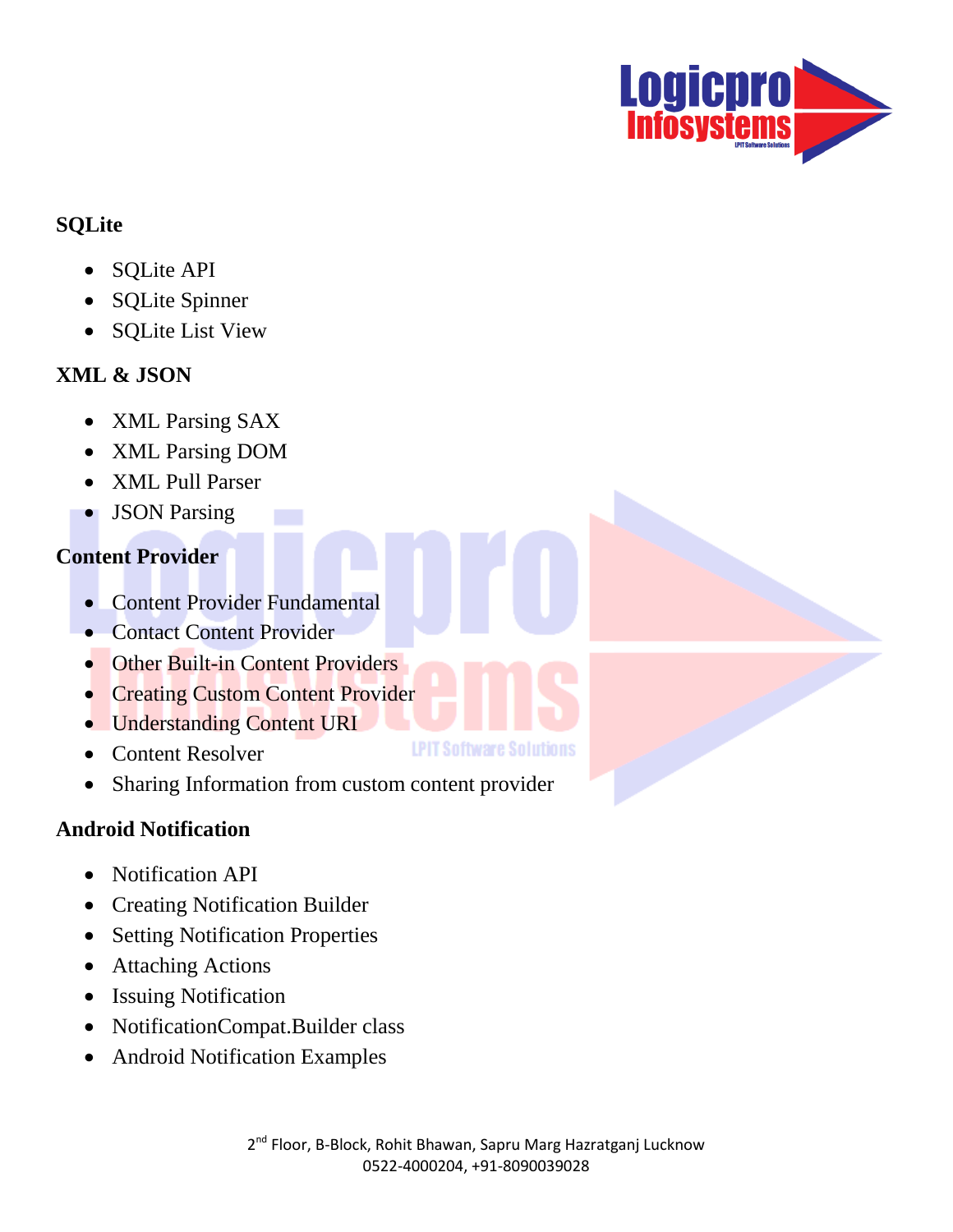**SQLite**

- SQLite API
- SQLite Spinner
- SQLite List View

**XML & JSON**

- XML Parsing SAX
- XML Parsing DOM
- XML Pull Parser
- JSON Parsing

**Content Provider**

- Content Provider Fundamental
- Contact Content Provider
- Other Built-in Content Providers
- Creating Custom Content Provider
- Understanding Content URI
- Content Resolver
- Sharing Information from custom content provider

**Android Notification**

- Notification API
- Creating Notification Builder
- Setting Notification Properties
- Attaching Actions
- Issuing Notification
- NotificationCompat.Builder class
- Android Notification Examples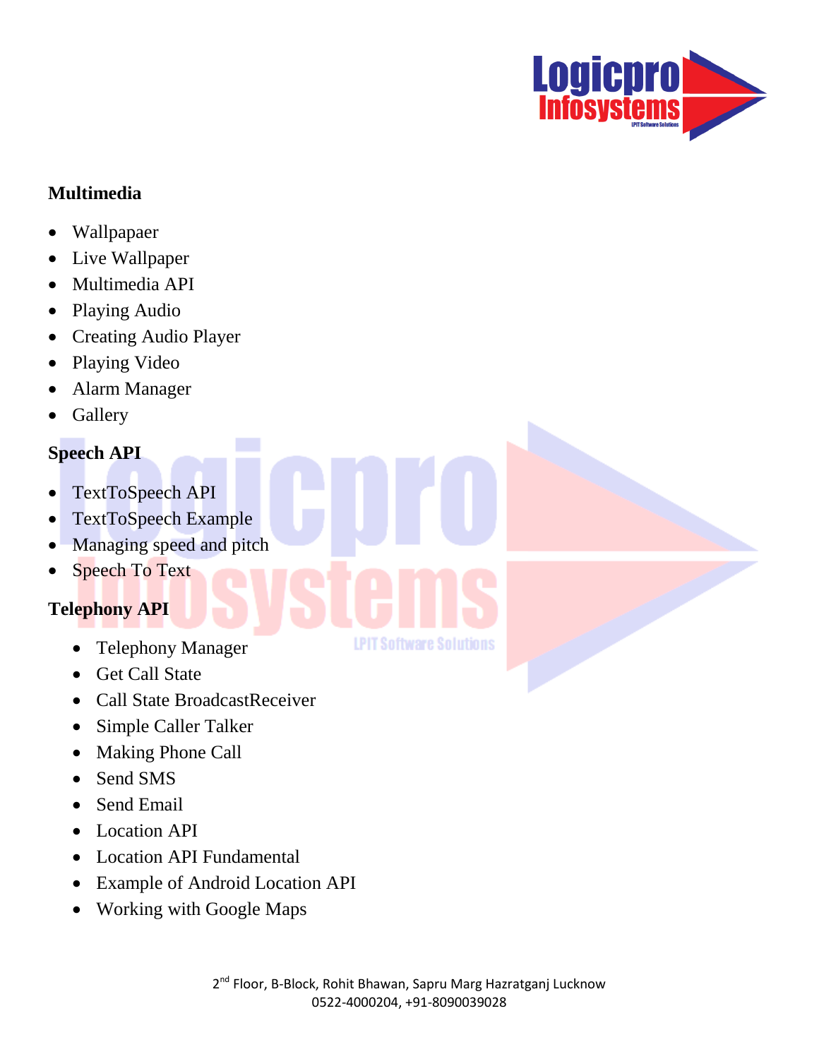**Multimedia**

- Wallpapaer
- Live Wallpaper
- Multimedia API
- Playing Audio
- Creating Audio Player
- Playing Video
- Alarm Manager
- Gallery

**Speech API**

- TextToSpeech API
- TextToSpeech Example
- Managing speed and pitch
- Speech To Text

**Telephony API**

- Telephony Manager
- Get Call State
- Call State BroadcastReceiver
- Simple Caller Talker
- Making Phone Call
- Send SMS
- Send Email
- Location API
- Location API Fundamental
- Example of Android Location API
- Working with Google Maps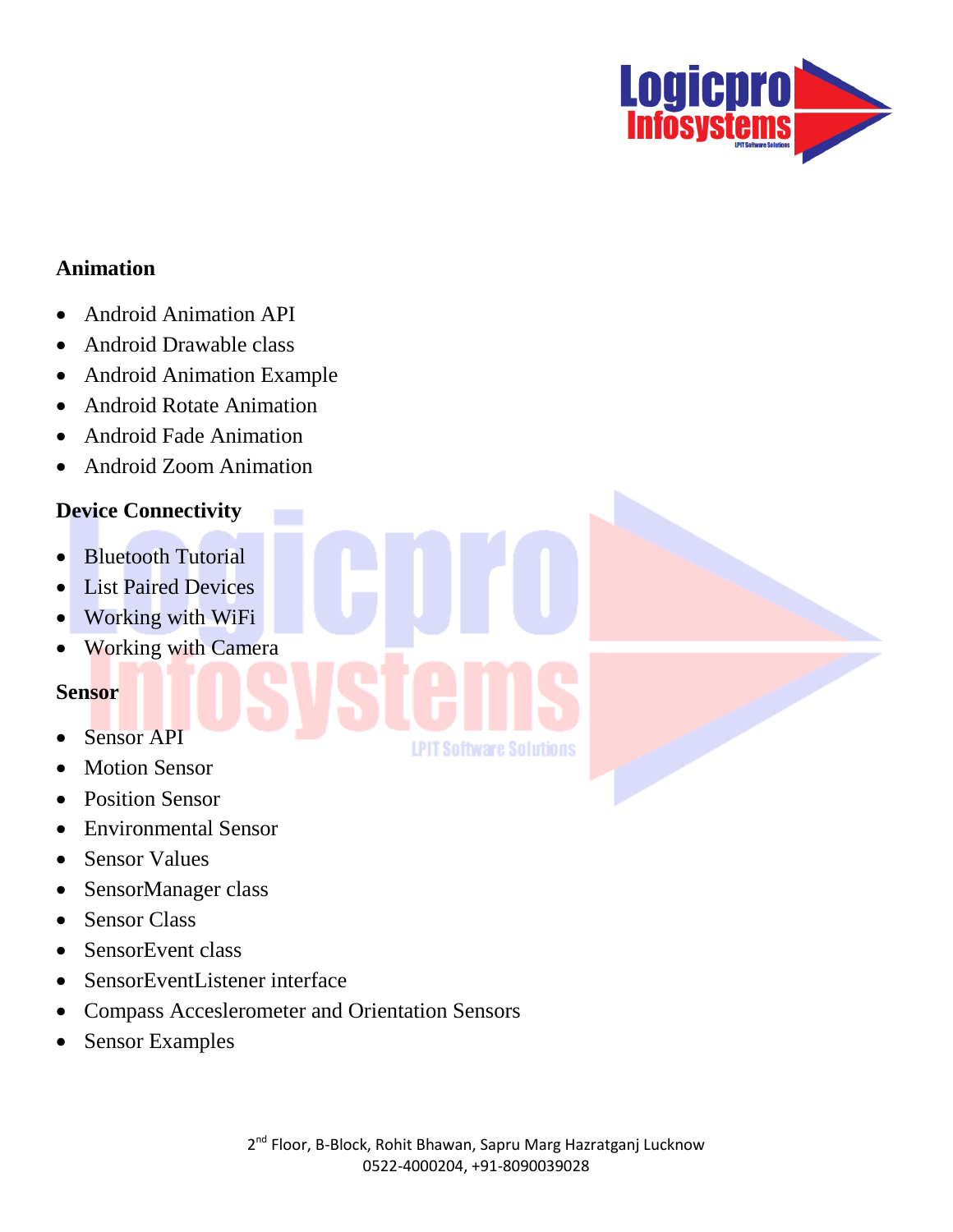## Animation

- Android Animation API
- Android Drawable class
- Android Animation Example
- Android Rotate Animation
- Android Fade Animation
- Android Zoom Animation

## Device Connectivity

- Bluetooth Tutorial
- List Paired Devices
- Working with WiFi
- Working with Camera

## Sensor

- Sensor API
- Motion Sensor
- Position Sensor
- Environmental Sensor
- Sensor Values
- SensorManager class
- Sensor Class
- SensorEvent class
- SensorEventListener interface
- Compass Acceslerometer and Orientation Sensors
- Sensor Examples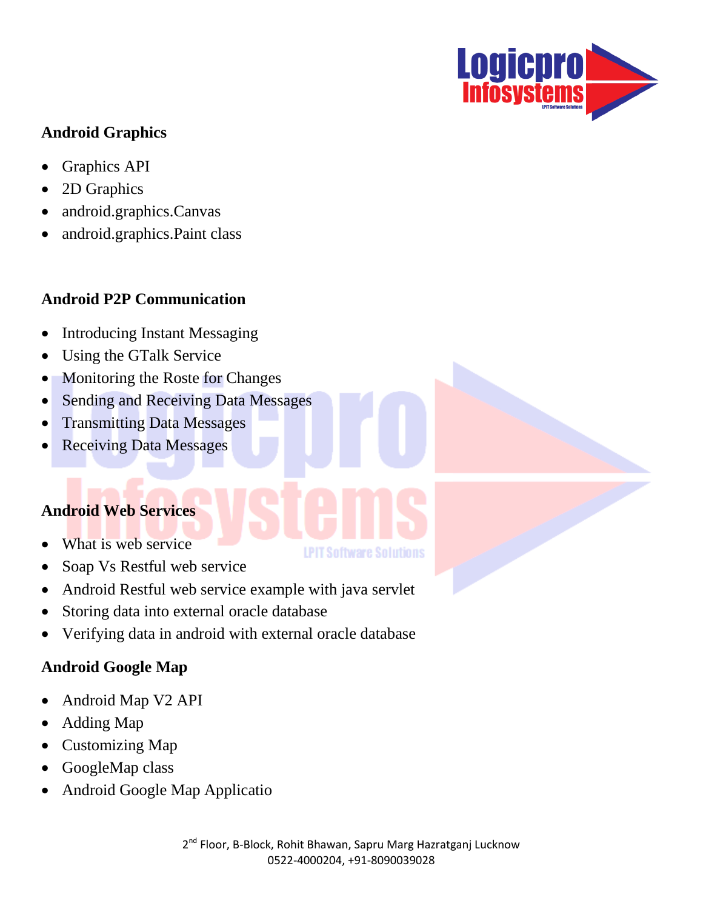## Android Graphics

- Graphics API
- 2D Graphics
- android.graphics.Canvas
- android.graphics.Paint class

## Android P2P Communication

- Introducing Instant Messaging
- Using the GTalk Service
- Monitoring the Roste for Changes
- Sending and Receiving Data Messages
- Transmitting Data Messages
- Receiving Data Messages

## Android Web Services

- What is web service
- Soap Vs Restful web service
- Android Restful web service example with java servlet
- Storing data into external oracle database
- Verifying data in android with external oracle database

## Android Google Map

- Android Map V2 API
- Adding Map
- Customizing Map
- GoogleMap class
- Android Google Map Applicatio